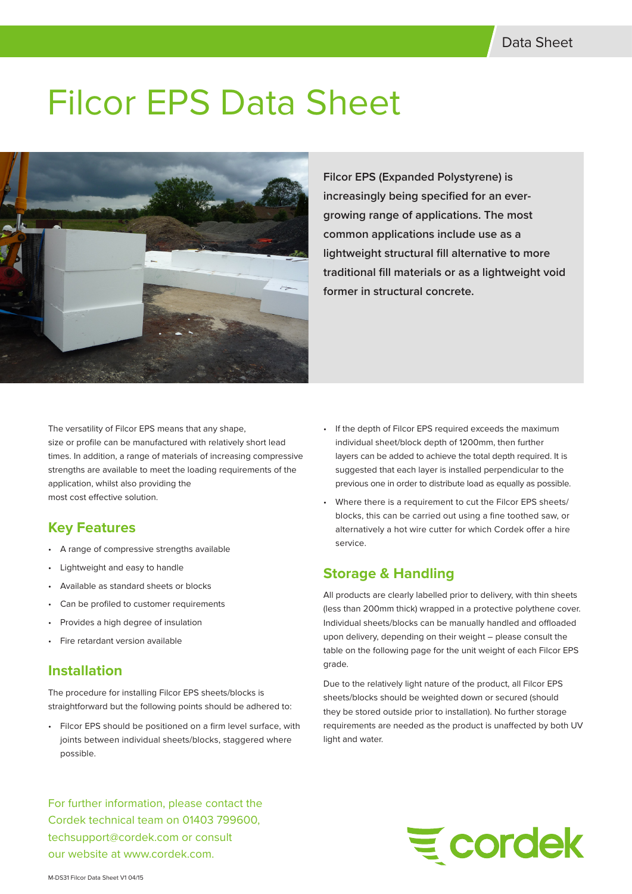# Filcor EPS Data Sheet

**Filcor EPS (Expanded Polystyrene) is increasingly being specified for an ever-growing range of applications. The most common applications include use as a lightweight structural fill alternative to more traditional fill materials or as a lightweight void former in structural concrete.**

The versatility of Filcor EPS means that any shape, size or profile can be manufactured with relatively short lead times. In addition, a range of materials of increasing compressive strengths are available to meet the loading requirements of the application, whilst also providing the most cost effective solution.

## Key Features

- A range of compressive strengths available
- Lightweight and easy to handle
- Available as standard sheets or blocks
- Can be profiled to customer requirements
- Provides a high degree of insulation
- Fire retardant version available

## Installation

The procedure for installing Filcor EPS sheets/blocks is straightforward but the following points should be adhered to:

- Filcor EPS should be positioned on a firm level surface, with joints between individual sheets/blocks, staggered where possible.
- If the depth of Filcor EPS required exceeds the maximum individual sheet/block depth of 1200mm, then further layers can be added to achieve the total depth required. It is suggested that each layer is installed perpendicular to the previous one in order to distribute load as equally as possible.
- Where there is a requirement to cut the Filcor EPS sheets/blocks, this can be carried out using a fine toothed saw, or alternatively a hot wire cutter for which Cordek offer a hire service.

## Storage & Handling

All products are clearly labelled prior to delivery, with thin sheets (less than 200mm thick) wrapped in a protective polythene cover. Individual sheets/blocks can be manually handled and offloaded upon delivery, depending on their weight – please consult the table on the following page for the unit weight of each Filcor EPS grade.

Due to the relatively light nature of the product, all Filcor EPS sheets/blocks should be weighted down or secured (should they be stored outside prior to installation). No further storage requirements are needed as the product is unaffected by both UV light and water.

For further information, please contact the Cordek technical team on 01403 799600, techsupport@cordek.com or consult our website at www.cordek.com.

cordek

M-DS31 Filcor Data Sheet V1 04/15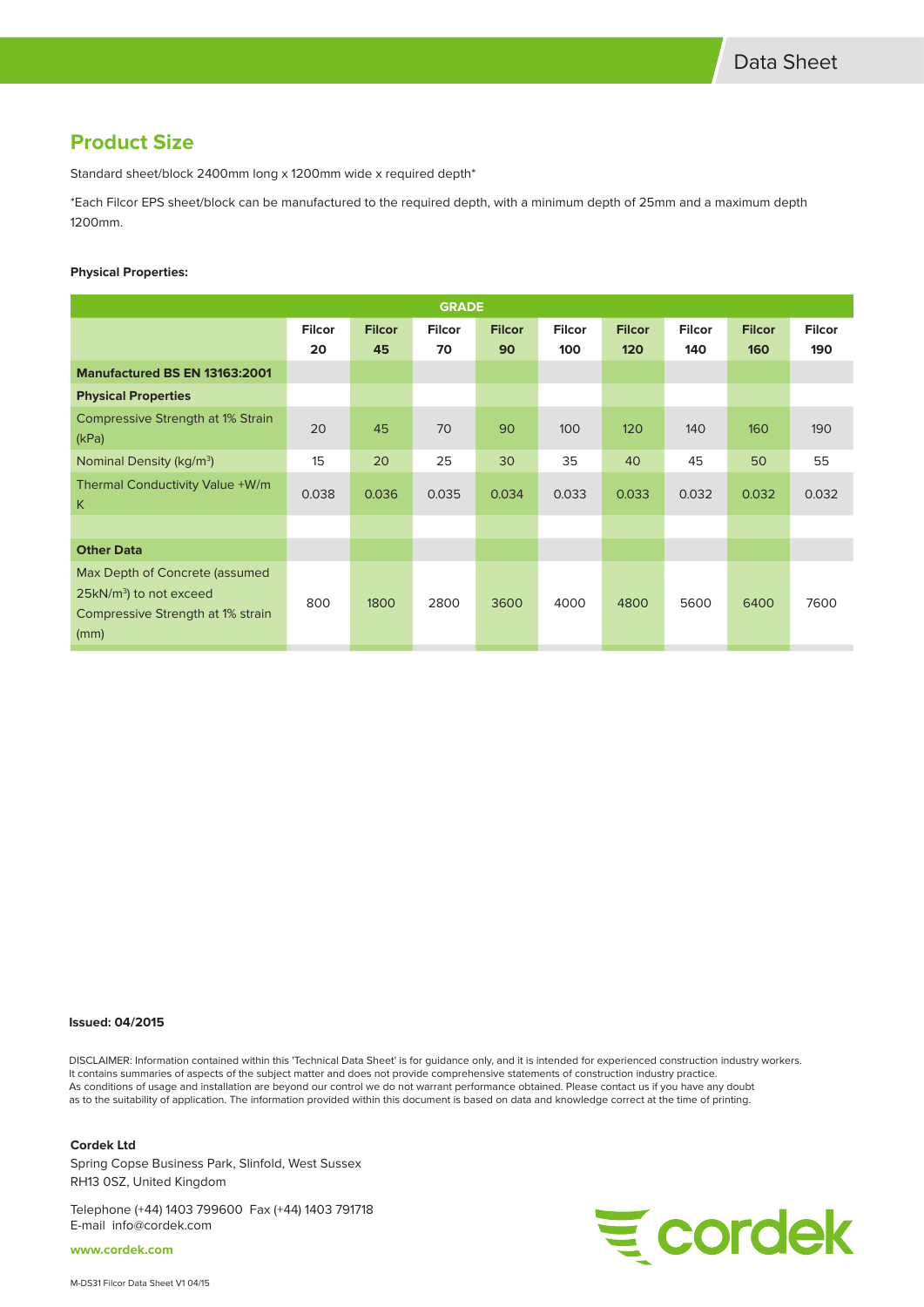## Product Size

Standard sheet/block 2400mm long x 1200mm wide x required depth*

*Each Filcor EPS sheet/block can be manufactured to the required depth, with a minimum depth of 25mm and a maximum depth 1200mm.

**Physical Properties:**

| | GRADE | | | | | | | | |
|---|---|---|---|---|---|---|---|---|---|
| | **Filcor 20** | **Filcor 45** | **Filcor 70** | **Filcor 90** | **Filcor 100** | **Filcor 120** | **Filcor 140** | **Filcor 160** | **Filcor 190** |
| **Manufactured BS EN 13163:2001** | | | | | | | | | |
| **Physical Properties** | | | | | | | | | |
| Compressive Strength at 1% Strain (kPa) | 20 | 45 | 70 | 90 | 100 | 120 | 140 | 160 | 190 |
| Nominal Density (kg/m³) | 15 | 20 | 25 | 30 | 35 | 40 | 45 | 50 | 55 |
| Thermal Conductivity Value +W/m K | 0.038 | 0.036 | 0.035 | 0.034 | 0.033 | 0.033 | 0.032 | 0.032 | 0.032 |
| | | | | | | | | | |
| **Other Data** | | | | | | | | | |
| Max Depth of Concrete (assumed 25kN/m³) to not exceed Compressive Strength at 1% strain (mm) | 800 | 1800 | 2800 | 3600 | 4000 | 4800 | 5600 | 6400 | 7600 |

**Issued: 04/2015**

DISCLAIMER: Information contained within this 'Technical Data Sheet' is for guidance only, and it is intended for experienced construction industry workers. It contains summaries of aspects of the subject matter and does not provide comprehensive statements of construction industry practice. As conditions of usage and installation are beyond our control we do not warrant performance obtained. Please contact us if you have any doubt as to the suitability of application. The information provided within this document is based on data and knowledge correct at the time of printing.

**Cordek Ltd**
Spring Copse Business Park, Slinfold, West Sussex
RH13 0SZ, United Kingdom

Telephone (+44) 1403 799600 Fax (+44) 1403 791718
E-mail info@cordek.com

**www.cordek.com**

M-DS31 Filcor Data Sheet V1 04/15